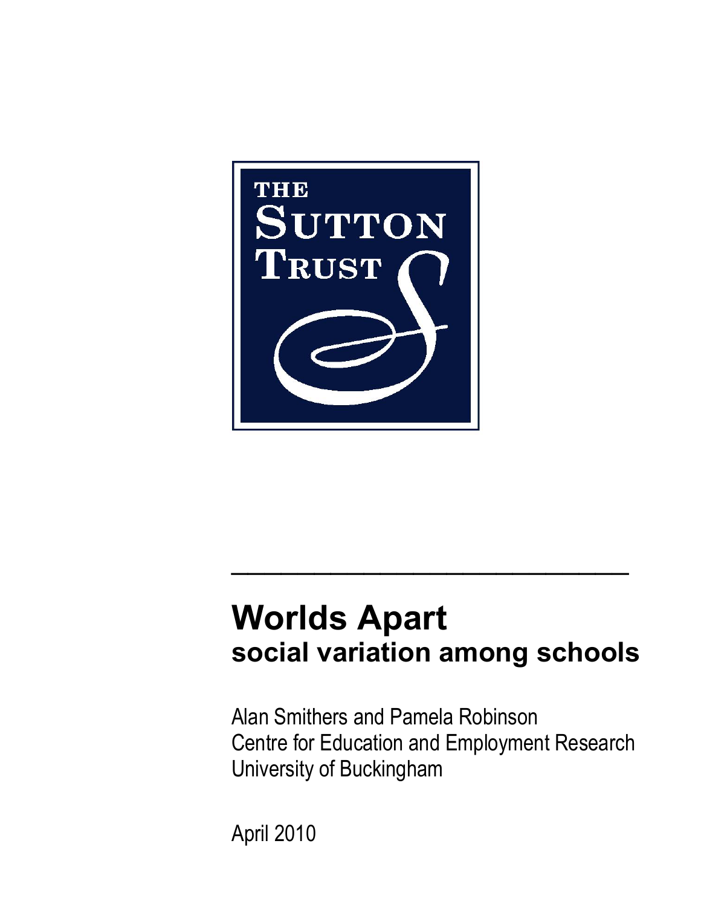THE SUTTON TRUST

# Worlds Apart
## social variation among schools

Alan Smithers and Pamela Robinson
Centre for Education and Employment Research
University of Buckingham

April 2010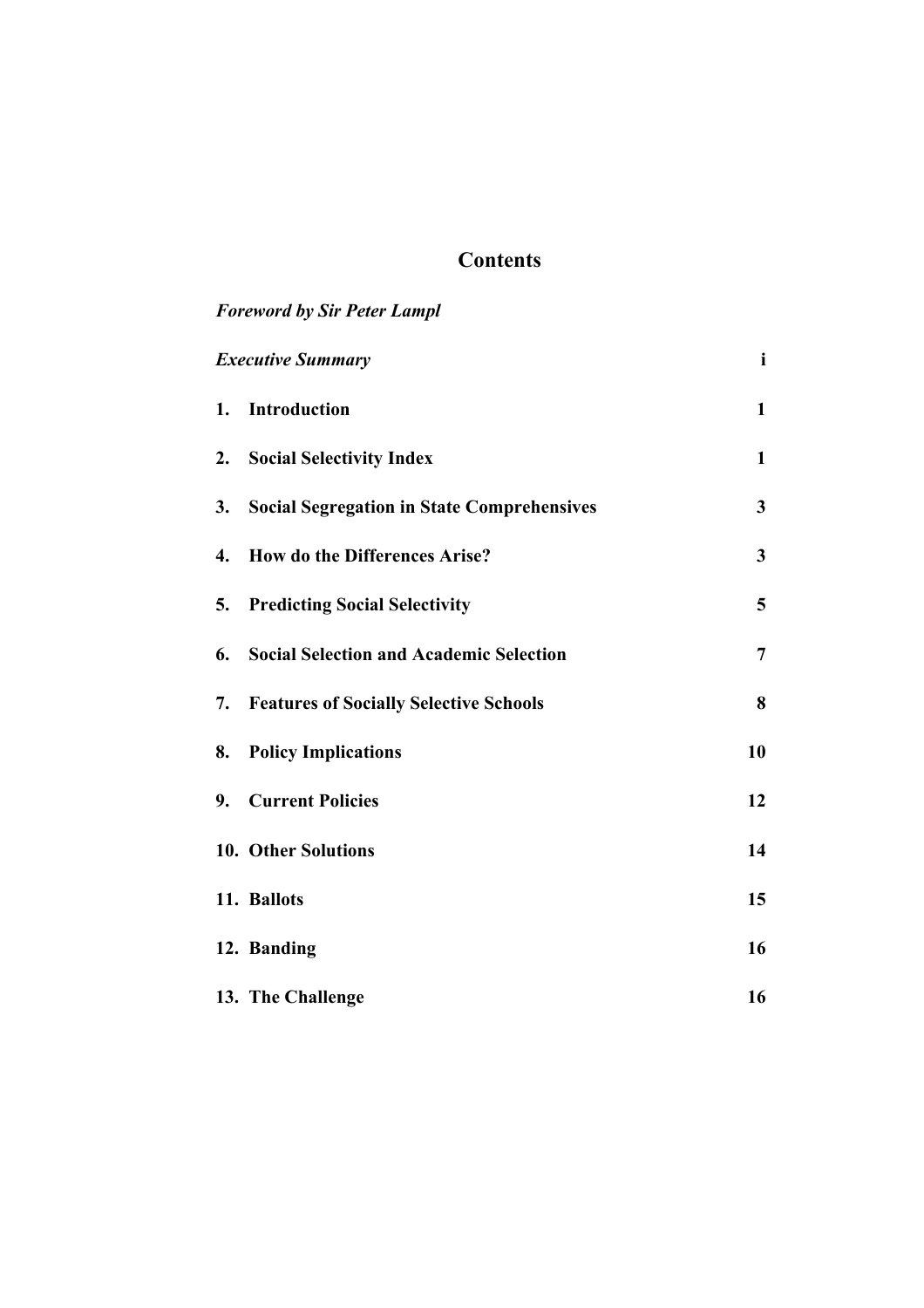# Contents

| | |
|---|---|
| ***Foreword by Sir Peter Lampl*** | |
| ***Executive Summary*** | **i** |
| **1. Introduction** | **1** |
| **2. Social Selectivity Index** | **1** |
| **3. Social Segregation in State Comprehensives** | **3** |
| **4. How do the Differences Arise?** | **3** |
| **5. Predicting Social Selectivity** | **5** |
| **6. Social Selection and Academic Selection** | **7** |
| **7. Features of Socially Selective Schools** | **8** |
| **8. Policy Implications** | **10** |
| **9. Current Policies** | **12** |
| **10. Other Solutions** | **14** |
| **11. Ballots** | **15** |
| **12. Banding** | **16** |
| **13. The Challenge** | **16** |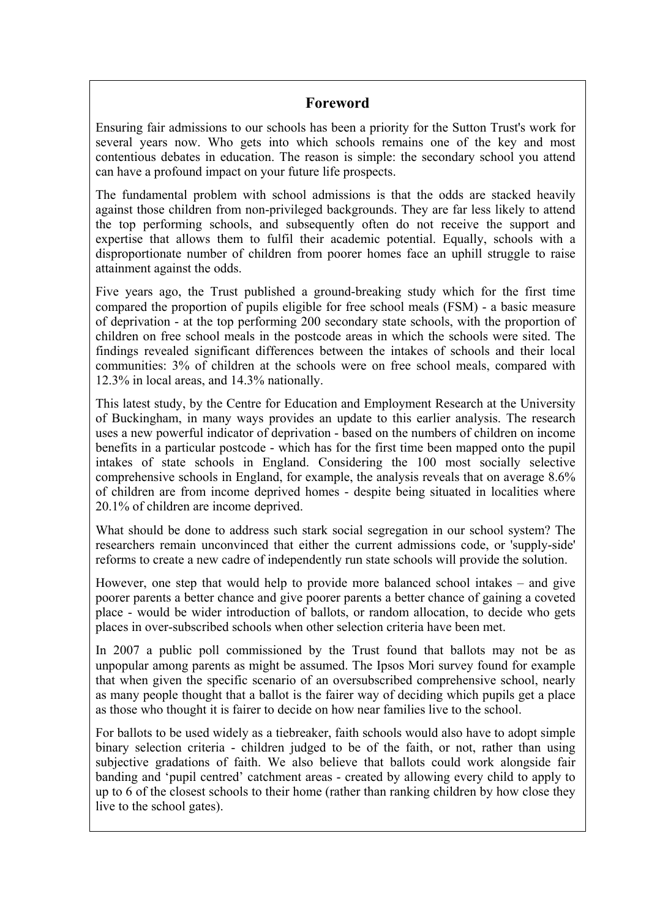## Foreword

Ensuring fair admissions to our schools has been a priority for the Sutton Trust's work for several years now. Who gets into which schools remains one of the key and most contentious debates in education. The reason is simple: the secondary school you attend can have a profound impact on your future life prospects.

The fundamental problem with school admissions is that the odds are stacked heavily against those children from non-privileged backgrounds. They are far less likely to attend the top performing schools, and subsequently often do not receive the support and expertise that allows them to fulfil their academic potential. Equally, schools with a disproportionate number of children from poorer homes face an uphill struggle to raise attainment against the odds.

Five years ago, the Trust published a ground-breaking study which for the first time compared the proportion of pupils eligible for free school meals (FSM) - a basic measure of deprivation - at the top performing 200 secondary state schools, with the proportion of children on free school meals in the postcode areas in which the schools were sited. The findings revealed significant differences between the intakes of schools and their local communities: 3% of children at the schools were on free school meals, compared with 12.3% in local areas, and 14.3% nationally.

This latest study, by the Centre for Education and Employment Research at the University of Buckingham, in many ways provides an update to this earlier analysis. The research uses a new powerful indicator of deprivation - based on the numbers of children on income benefits in a particular postcode - which has for the first time been mapped onto the pupil intakes of state schools in England. Considering the 100 most socially selective comprehensive schools in England, for example, the analysis reveals that on average 8.6% of children are from income deprived homes - despite being situated in localities where 20.1% of children are income deprived.

What should be done to address such stark social segregation in our school system? The researchers remain unconvinced that either the current admissions code, or 'supply-side' reforms to create a new cadre of independently run state schools will provide the solution.

However, one step that would help to provide more balanced school intakes – and give poorer parents a better chance and give poorer parents a better chance of gaining a coveted place - would be wider introduction of ballots, or random allocation, to decide who gets places in over-subscribed schools when other selection criteria have been met.

In 2007 a public poll commissioned by the Trust found that ballots may not be as unpopular among parents as might be assumed. The Ipsos Mori survey found for example that when given the specific scenario of an oversubscribed comprehensive school, nearly as many people thought that a ballot is the fairer way of deciding which pupils get a place as those who thought it is fairer to decide on how near families live to the school.

For ballots to be used widely as a tiebreaker, faith schools would also have to adopt simple binary selection criteria - children judged to be of the faith, or not, rather than using subjective gradations of faith. We also believe that ballots could work alongside fair banding and 'pupil centred' catchment areas - created by allowing every child to apply to up to 6 of the closest schools to their home (rather than ranking children by how close they live to the school gates).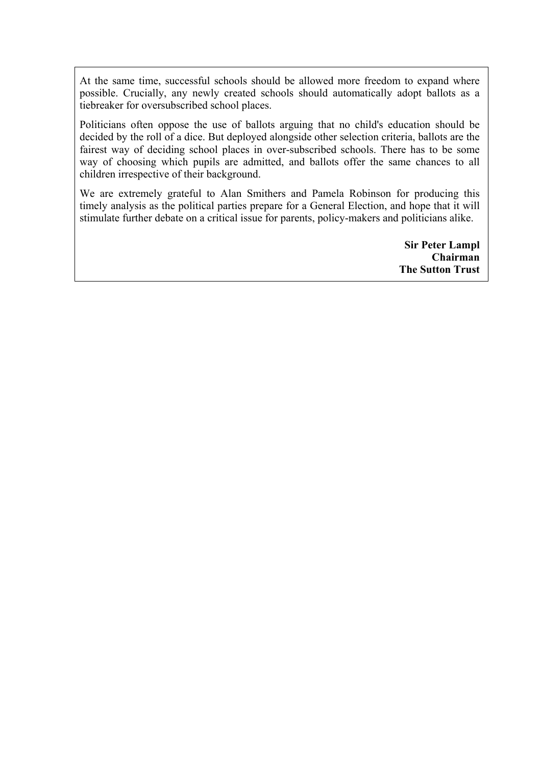At the same time, successful schools should be allowed more freedom to expand where possible. Crucially, any newly created schools should automatically adopt ballots as a tiebreaker for oversubscribed school places.

Politicians often oppose the use of ballots arguing that no child's education should be decided by the roll of a dice. But deployed alongside other selection criteria, ballots are the fairest way of deciding school places in over-subscribed schools. There has to be some way of choosing which pupils are admitted, and ballots offer the same chances to all children irrespective of their background.

We are extremely grateful to Alan Smithers and Pamela Robinson for producing this timely analysis as the political parties prepare for a General Election, and hope that it will stimulate further debate on a critical issue for parents, policy-makers and politicians alike.

**Sir Peter Lampl**
**Chairman**
**The Sutton Trust**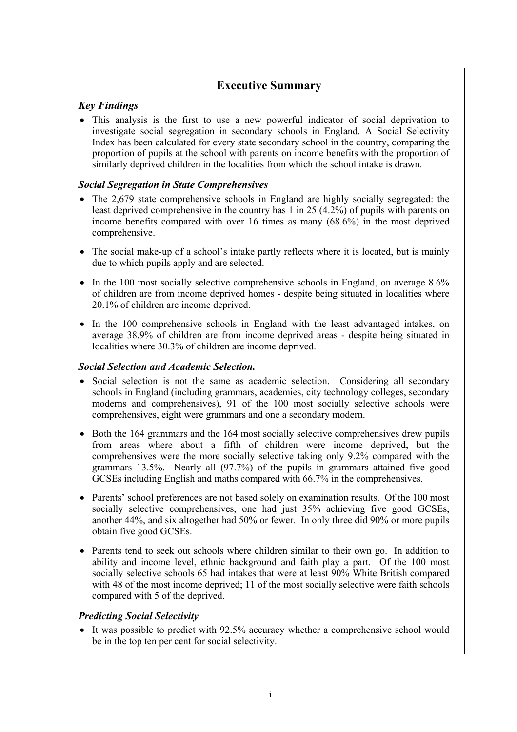# Executive Summary

### *Key Findings*

- This analysis is the first to use a new powerful indicator of social deprivation to investigate social segregation in secondary schools in England. A Social Selectivity Index has been calculated for every state secondary school in the country, comparing the proportion of pupils at the school with parents on income benefits with the proportion of similarly deprived children in the localities from which the school intake is drawn.

### *Social Segregation in State Comprehensives*

- The 2,679 state comprehensive schools in England are highly socially segregated: the least deprived comprehensive in the country has 1 in 25 (4.2%) of pupils with parents on income benefits compared with over 16 times as many (68.6%) in the most deprived comprehensive.
- The social make-up of a school's intake partly reflects where it is located, but is mainly due to which pupils apply and are selected.
- In the 100 most socially selective comprehensive schools in England, on average 8.6% of children are from income deprived homes - despite being situated in localities where 20.1% of children are income deprived.
- In the 100 comprehensive schools in England with the least advantaged intakes, on average 38.9% of children are from income deprived areas - despite being situated in localities where 30.3% of children are income deprived.

### *Social Selection and Academic Selection.*

- Social selection is not the same as academic selection. Considering all secondary schools in England (including grammars, academies, city technology colleges, secondary moderns and comprehensives), 91 of the 100 most socially selective schools were comprehensives, eight were grammars and one a secondary modern.
- Both the 164 grammars and the 164 most socially selective comprehensives drew pupils from areas where about a fifth of children were income deprived, but the comprehensives were the more socially selective taking only 9.2% compared with the grammars 13.5%. Nearly all (97.7%) of the pupils in grammars attained five good GCSEs including English and maths compared with 66.7% in the comprehensives.
- Parents' school preferences are not based solely on examination results. Of the 100 most socially selective comprehensives, one had just 35% achieving five good GCSEs, another 44%, and six altogether had 50% or fewer. In only three did 90% or more pupils obtain five good GCSEs.
- Parents tend to seek out schools where children similar to their own go. In addition to ability and income level, ethnic background and faith play a part. Of the 100 most socially selective schools 65 had intakes that were at least 90% White British compared with 48 of the most income deprived; 11 of the most socially selective were faith schools compared with 5 of the deprived.

### *Predicting Social Selectivity*

- It was possible to predict with 92.5% accuracy whether a comprehensive school would be in the top ten per cent for social selectivity.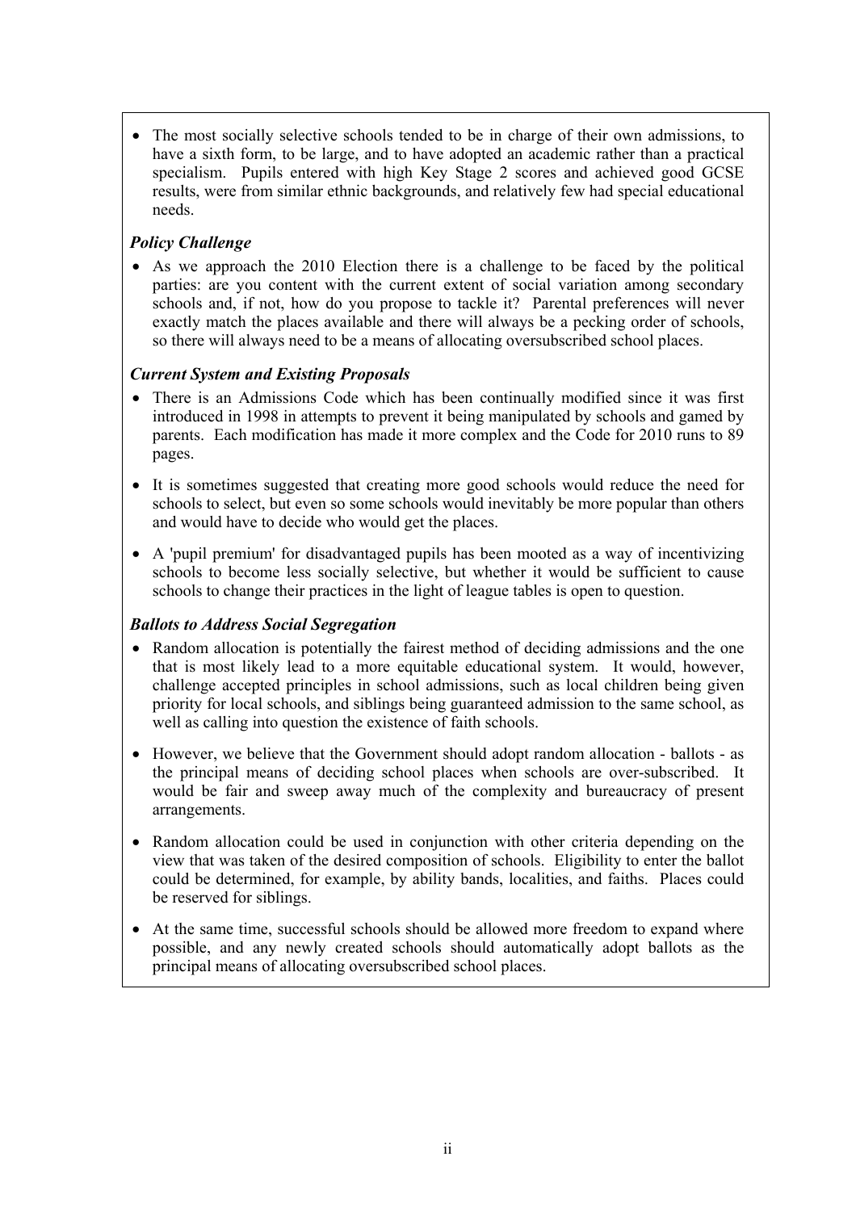- The most socially selective schools tended to be in charge of their own admissions, to have a sixth form, to be large, and to have adopted an academic rather than a practical specialism. Pupils entered with high Key Stage 2 scores and achieved good GCSE results, were from similar ethnic backgrounds, and relatively few had special educational needs.

### *Policy Challenge*

- As we approach the 2010 Election there is a challenge to be faced by the political parties: are you content with the current extent of social variation among secondary schools and, if not, how do you propose to tackle it? Parental preferences will never exactly match the places available and there will always be a pecking order of schools, so there will always need to be a means of allocating oversubscribed school places.

### *Current System and Existing Proposals*

- There is an Admissions Code which has been continually modified since it was first introduced in 1998 in attempts to prevent it being manipulated by schools and gamed by parents. Each modification has made it more complex and the Code for 2010 runs to 89 pages.

- It is sometimes suggested that creating more good schools would reduce the need for schools to select, but even so some schools would inevitably be more popular than others and would have to decide who would get the places.

- A 'pupil premium' for disadvantaged pupils has been mooted as a way of incentivizing schools to become less socially selective, but whether it would be sufficient to cause schools to change their practices in the light of league tables is open to question.

### *Ballots to Address Social Segregation*

- Random allocation is potentially the fairest method of deciding admissions and the one that is most likely lead to a more equitable educational system. It would, however, challenge accepted principles in school admissions, such as local children being given priority for local schools, and siblings being guaranteed admission to the same school, as well as calling into question the existence of faith schools.

- However, we believe that the Government should adopt random allocation - ballots - as the principal means of deciding school places when schools are over-subscribed. It would be fair and sweep away much of the complexity and bureaucracy of present arrangements.

- Random allocation could be used in conjunction with other criteria depending on the view that was taken of the desired composition of schools. Eligibility to enter the ballot could be determined, for example, by ability bands, localities, and faiths. Places could be reserved for siblings.

- At the same time, successful schools should be allowed more freedom to expand where possible, and any newly created schools should automatically adopt ballots as the principal means of allocating oversubscribed school places.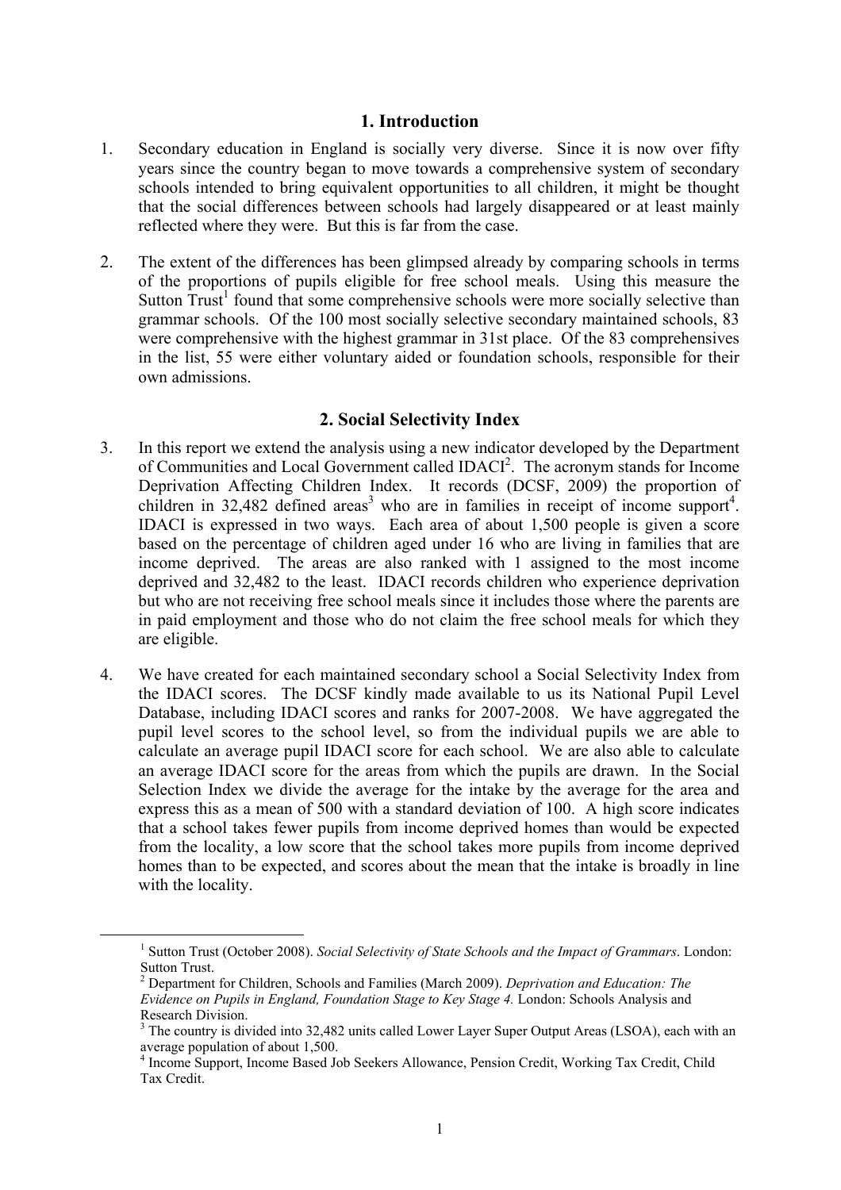## 1. Introduction

1. Secondary education in England is socially very diverse. Since it is now over fifty years since the country began to move towards a comprehensive system of secondary schools intended to bring equivalent opportunities to all children, it might be thought that the social differences between schools had largely disappeared or at least mainly reflected where they were. But this is far from the case.

2. The extent of the differences has been glimpsed already by comparing schools in terms of the proportions of pupils eligible for free school meals. Using this measure the Sutton Trust[1] found that some comprehensive schools were more socially selective than grammar schools. Of the 100 most socially selective secondary maintained schools, 83 were comprehensive with the highest grammar in 31st place. Of the 83 comprehensives in the list, 55 were either voluntary aided or foundation schools, responsible for their own admissions.

## 2. Social Selectivity Index

3. In this report we extend the analysis using a new indicator developed by the Department of Communities and Local Government called IDACI[2]. The acronym stands for Income Deprivation Affecting Children Index. It records (DCSF, 2009) the proportion of children in 32,482 defined areas[3] who are in families in receipt of income support[4]. IDACI is expressed in two ways. Each area of about 1,500 people is given a score based on the percentage of children aged under 16 who are living in families that are income deprived. The areas are also ranked with 1 assigned to the most income deprived and 32,482 to the least. IDACI records children who experience deprivation but who are not receiving free school meals since it includes those where the parents are in paid employment and those who do not claim the free school meals for which they are eligible.

4. We have created for each maintained secondary school a Social Selectivity Index from the IDACI scores. The DCSF kindly made available to us its National Pupil Level Database, including IDACI scores and ranks for 2007-2008. We have aggregated the pupil level scores to the school level, so from the individual pupils we are able to calculate an average pupil IDACI score for each school. We are also able to calculate an average IDACI score for the areas from which the pupils are drawn. In the Social Selection Index we divide the average for the intake by the average for the area and express this as a mean of 500 with a standard deviation of 100. A high score indicates that a school takes fewer pupils from income deprived homes than would be expected from the locality, a low score that the school takes more pupils from income deprived homes than to be expected, and scores about the mean that the intake is broadly in line with the locality.

---

[1] Sutton Trust (October 2008). *Social Selectivity of State Schools and the Impact of Grammars*. London: Sutton Trust.

[2] Department for Children, Schools and Families (March 2009). *Deprivation and Education: The Evidence on Pupils in England, Foundation Stage to Key Stage 4.* London: Schools Analysis and Research Division.

[3] The country is divided into 32,482 units called Lower Layer Super Output Areas (LSOA), each with an average population of about 1,500.

[4] Income Support, Income Based Job Seekers Allowance, Pension Credit, Working Tax Credit, Child Tax Credit.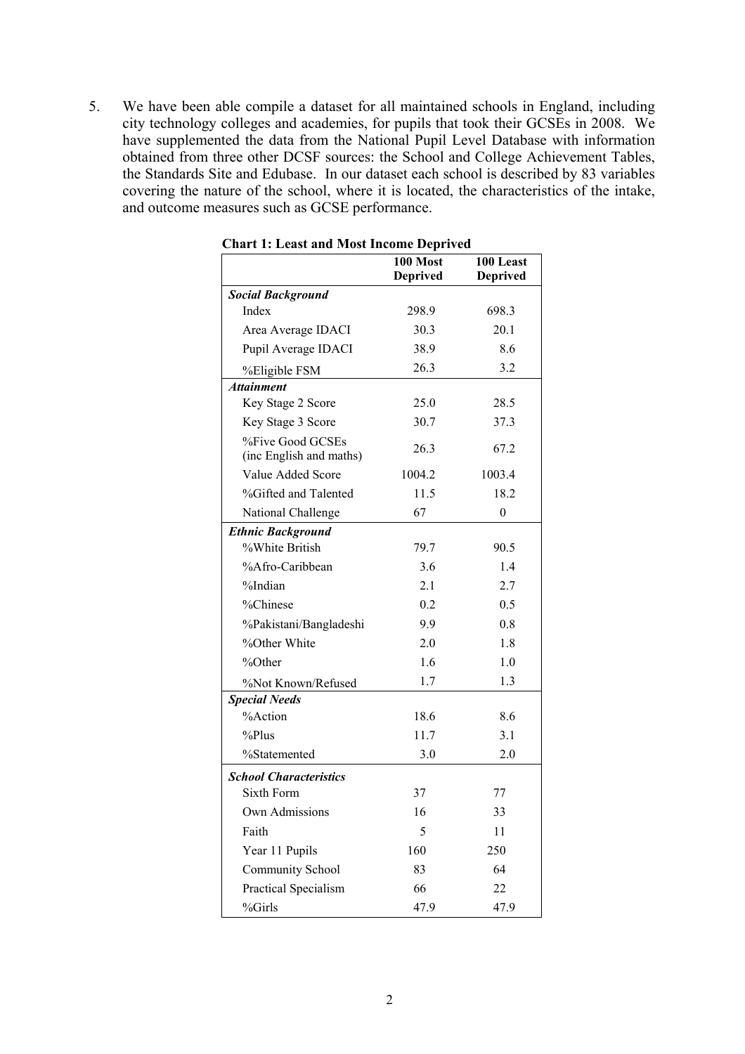5. We have been able compile a dataset for all maintained schools in England, including city technology colleges and academies, for pupils that took their GCSEs in 2008. We have supplemented the data from the National Pupil Level Database with information obtained from three other DCSF sources: the School and College Achievement Tables, the Standards Site and Edubase. In our dataset each school is described by 83 variables covering the nature of the school, where it is located, the characteristics of the intake, and outcome measures such as GCSE performance.

**Chart 1: Least and Most Income Deprived**

| | 100 Most Deprived | 100 Least Deprived |
|---|---|---|
| ***Social Background*** | | |
| Index | 298.9 | 698.3 |
| Area Average IDACI | 30.3 | 20.1 |
| Pupil Average IDACI | 38.9 | 8.6 |
| %Eligible FSM | 26.3 | 3.2 |
| ***Attainment*** | | |
| Key Stage 2 Score | 25.0 | 28.5 |
| Key Stage 3 Score | 30.7 | 37.3 |
| %Five Good GCSEs (inc English and maths) | 26.3 | 67.2 |
| Value Added Score | 1004.2 | 1003.4 |
| %Gifted and Talented | 11.5 | 18.2 |
| National Challenge | 67 | 0 |
| ***Ethnic Background*** | | |
| %White British | 79.7 | 90.5 |
| %Afro-Caribbean | 3.6 | 1.4 |
| %Indian | 2.1 | 2.7 |
| %Chinese | 0.2 | 0.5 |
| %Pakistani/Bangladeshi | 9.9 | 0.8 |
| %Other White | 2.0 | 1.8 |
| %Other | 1.6 | 1.0 |
| %Not Known/Refused | 1.7 | 1.3 |
| ***Special Needs*** | | |
| %Action | 18.6 | 8.6 |
| %Plus | 11.7 | 3.1 |
| %Statemented | 3.0 | 2.0 |
| ***School Characteristics*** | | |
| Sixth Form | 37 | 77 |
| Own Admissions | 16 | 33 |
| Faith | 5 | 11 |
| Year 11 Pupils | 160 | 250 |
| Community School | 83 | 64 |
| Practical Specialism | 66 | 22 |
| %Girls | 47.9 | 47.9 |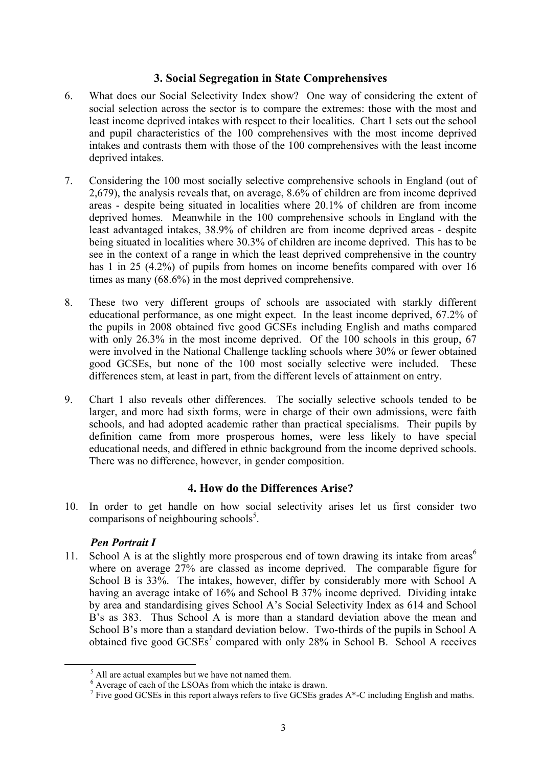## 3. Social Segregation in State Comprehensives

6. What does our Social Selectivity Index show? One way of considering the extent of social selection across the sector is to compare the extremes: those with the most and least income deprived intakes with respect to their localities. Chart 1 sets out the school and pupil characteristics of the 100 comprehensives with the most income deprived intakes and contrasts them with those of the 100 comprehensives with the least income deprived intakes.

7. Considering the 100 most socially selective comprehensive schools in England (out of 2,679), the analysis reveals that, on average, 8.6% of children are from income deprived areas - despite being situated in localities where 20.1% of children are from income deprived homes. Meanwhile in the 100 comprehensive schools in England with the least advantaged intakes, 38.9% of children are from income deprived areas - despite being situated in localities where 30.3% of children are income deprived. This has to be see in the context of a range in which the least deprived comprehensive in the country has 1 in 25 (4.2%) of pupils from homes on income benefits compared with over 16 times as many (68.6%) in the most deprived comprehensive.

8. These two very different groups of schools are associated with starkly different educational performance, as one might expect. In the least income deprived, 67.2% of the pupils in 2008 obtained five good GCSEs including English and maths compared with only 26.3% in the most income deprived. Of the 100 schools in this group, 67 were involved in the National Challenge tackling schools where 30% or fewer obtained good GCSEs, but none of the 100 most socially selective were included. These differences stem, at least in part, from the different levels of attainment on entry.

9. Chart 1 also reveals other differences. The socially selective schools tended to be larger, and more had sixth forms, were in charge of their own admissions, were faith schools, and had adopted academic rather than practical specialisms. Their pupils by definition came from more prosperous homes, were less likely to have special educational needs, and differed in ethnic background from the income deprived schools. There was no difference, however, in gender composition.

## 4. How do the Differences Arise?

10. In order to get handle on how social selectivity arises let us first consider two comparisons of neighbouring schools[5].

### *Pen Portrait I*

11. School A is at the slightly more prosperous end of town drawing its intake from areas[6] where on average 27% are classed as income deprived. The comparable figure for School B is 33%. The intakes, however, differ by considerably more with School A having an average intake of 16% and School B 37% income deprived. Dividing intake by area and standardising gives School A's Social Selectivity Index as 614 and School B's as 383. Thus School A is more than a standard deviation above the mean and School B's more than a standard deviation below. Two-thirds of the pupils in School A obtained five good GCSEs[7] compared with only 28% in School B. School A receives

---

[5] All are actual examples but we have not named them.

[6] Average of each of the LSOAs from which the intake is drawn.

[7] Five good GCSEs in this report always refers to five GCSEs grades A*-C including English and maths.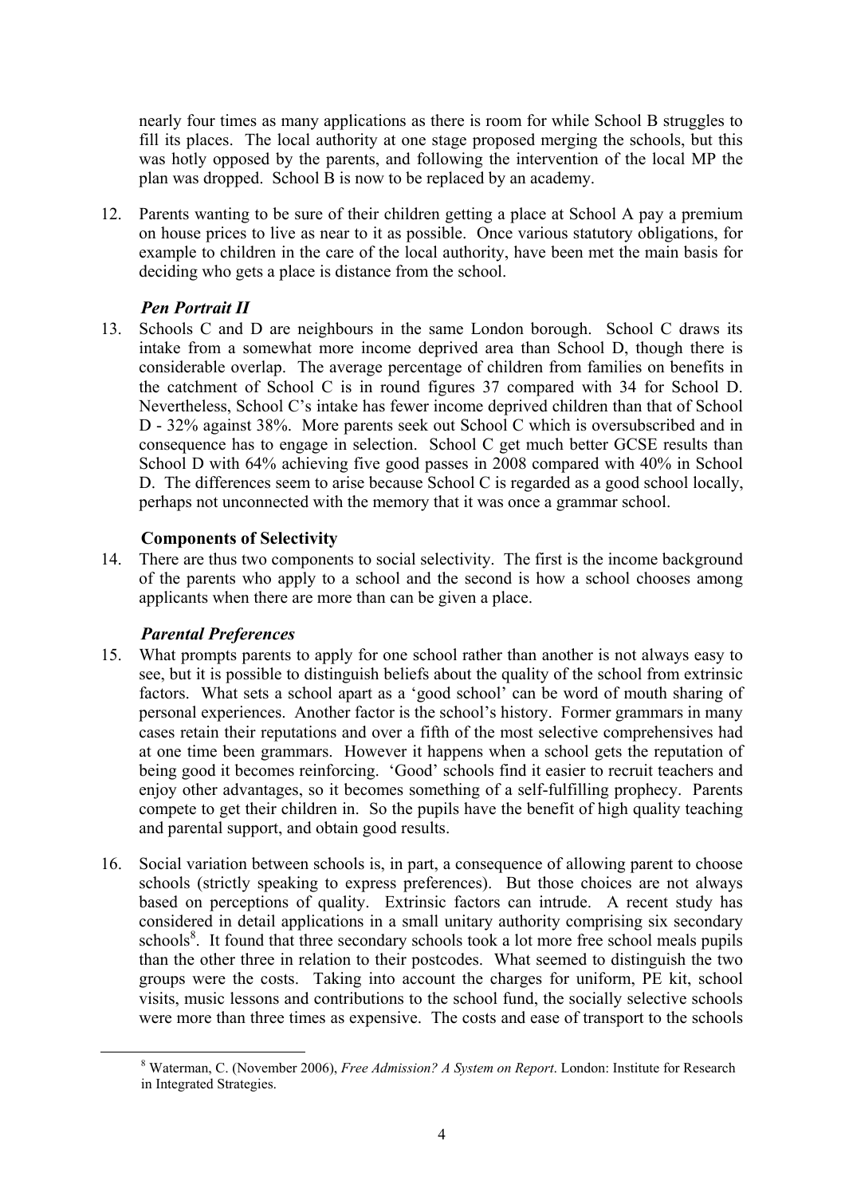nearly four times as many applications as there is room for while School B struggles to fill its places. The local authority at one stage proposed merging the schools, but this was hotly opposed by the parents, and following the intervention of the local MP the plan was dropped. School B is now to be replaced by an academy.

12. Parents wanting to be sure of their children getting a place at School A pay a premium on house prices to live as near to it as possible. Once various statutory obligations, for example to children in the care of the local authority, have been met the main basis for deciding who gets a place is distance from the school.

### *Pen Portrait II*

13. Schools C and D are neighbours in the same London borough. School C draws its intake from a somewhat more income deprived area than School D, though there is considerable overlap. The average percentage of children from families on benefits in the catchment of School C is in round figures 37 compared with 34 for School D. Nevertheless, School C's intake has fewer income deprived children than that of School D - 32% against 38%. More parents seek out School C which is oversubscribed and in consequence has to engage in selection. School C get much better GCSE results than School D with 64% achieving five good passes in 2008 compared with 40% in School D. The differences seem to arise because School C is regarded as a good school locally, perhaps not unconnected with the memory that it was once a grammar school.

### **Components of Selectivity**

14. There are thus two components to social selectivity. The first is the income background of the parents who apply to a school and the second is how a school chooses among applicants when there are more than can be given a place.

### *Parental Preferences*

15. What prompts parents to apply for one school rather than another is not always easy to see, but it is possible to distinguish beliefs about the quality of the school from extrinsic factors. What sets a school apart as a 'good school' can be word of mouth sharing of personal experiences. Another factor is the school's history. Former grammars in many cases retain their reputations and over a fifth of the most selective comprehensives had at one time been grammars. However it happens when a school gets the reputation of being good it becomes reinforcing. 'Good' schools find it easier to recruit teachers and enjoy other advantages, so it becomes something of a self-fulfilling prophecy. Parents compete to get their children in. So the pupils have the benefit of high quality teaching and parental support, and obtain good results.

16. Social variation between schools is, in part, a consequence of allowing parent to choose schools (strictly speaking to express preferences). But those choices are not always based on perceptions of quality. Extrinsic factors can intrude. A recent study has considered in detail applications in a small unitary authority comprising six secondary schools[8]. It found that three secondary schools took a lot more free school meals pupils than the other three in relation to their postcodes. What seemed to distinguish the two groups were the costs. Taking into account the charges for uniform, PE kit, school visits, music lessons and contributions to the school fund, the socially selective schools were more than three times as expensive. The costs and ease of transport to the schools

[8] Waterman, C. (November 2006), *Free Admission? A System on Report*. London: Institute for Research in Integrated Strategies.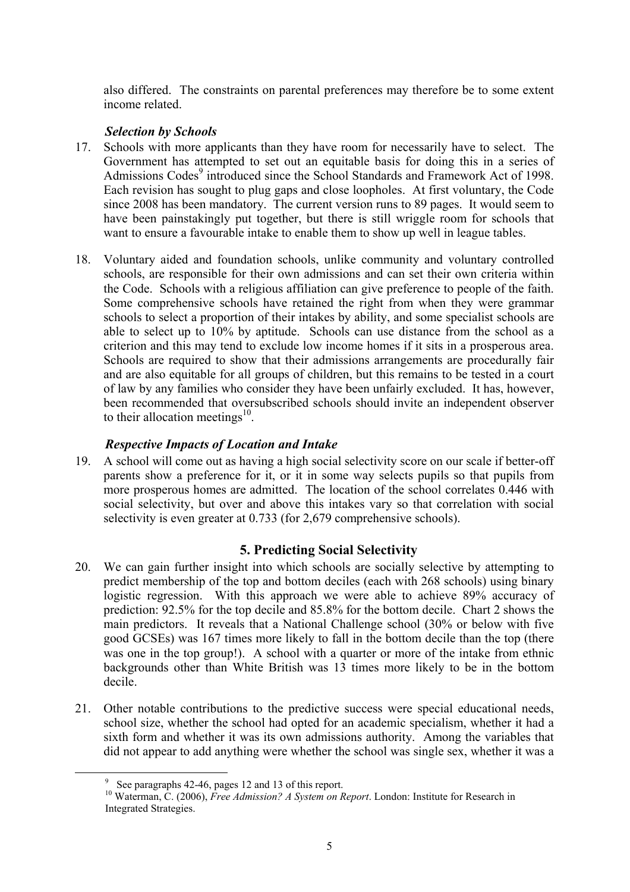also differed. The constraints on parental preferences may therefore be to some extent income related.

### *Selection by Schools*

17. Schools with more applicants than they have room for necessarily have to select. The Government has attempted to set out an equitable basis for doing this in a series of Admissions Codes[9] introduced since the School Standards and Framework Act of 1998. Each revision has sought to plug gaps and close loopholes. At first voluntary, the Code since 2008 has been mandatory. The current version runs to 89 pages. It would seem to have been painstakingly put together, but there is still wriggle room for schools that want to ensure a favourable intake to enable them to show up well in league tables.

18. Voluntary aided and foundation schools, unlike community and voluntary controlled schools, are responsible for their own admissions and can set their own criteria within the Code. Schools with a religious affiliation can give preference to people of the faith. Some comprehensive schools have retained the right from when they were grammar schools to select a proportion of their intakes by ability, and some specialist schools are able to select up to 10% by aptitude. Schools can use distance from the school as a criterion and this may tend to exclude low income homes if it sits in a prosperous area. Schools are required to show that their admissions arrangements are procedurally fair and are also equitable for all groups of children, but this remains to be tested in a court of law by any families who consider they have been unfairly excluded. It has, however, been recommended that oversubscribed schools should invite an independent observer to their allocation meetings[10].

### *Respective Impacts of Location and Intake*

19. A school will come out as having a high social selectivity score on our scale if better-off parents show a preference for it, or it in some way selects pupils so that pupils from more prosperous homes are admitted. The location of the school correlates 0.446 with social selectivity, but over and above this intakes vary so that correlation with social selectivity is even greater at 0.733 (for 2,679 comprehensive schools).

## 5. Predicting Social Selectivity

20. We can gain further insight into which schools are socially selective by attempting to predict membership of the top and bottom deciles (each with 268 schools) using binary logistic regression. With this approach we were able to achieve 89% accuracy of prediction: 92.5% for the top decile and 85.8% for the bottom decile. Chart 2 shows the main predictors. It reveals that a National Challenge school (30% or below with five good GCSEs) was 167 times more likely to fall in the bottom decile than the top (there was one in the top group!). A school with a quarter or more of the intake from ethnic backgrounds other than White British was 13 times more likely to be in the bottom decile.

21. Other notable contributions to the predictive success were special educational needs, school size, whether the school had opted for an academic specialism, whether it had a sixth form and whether it was its own admissions authority. Among the variables that did not appear to add anything were whether the school was single sex, whether it was a

---

[9] See paragraphs 42-46, pages 12 and 13 of this report.

[10] Waterman, C. (2006), *Free Admission? A System on Report*. London: Institute for Research in Integrated Strategies.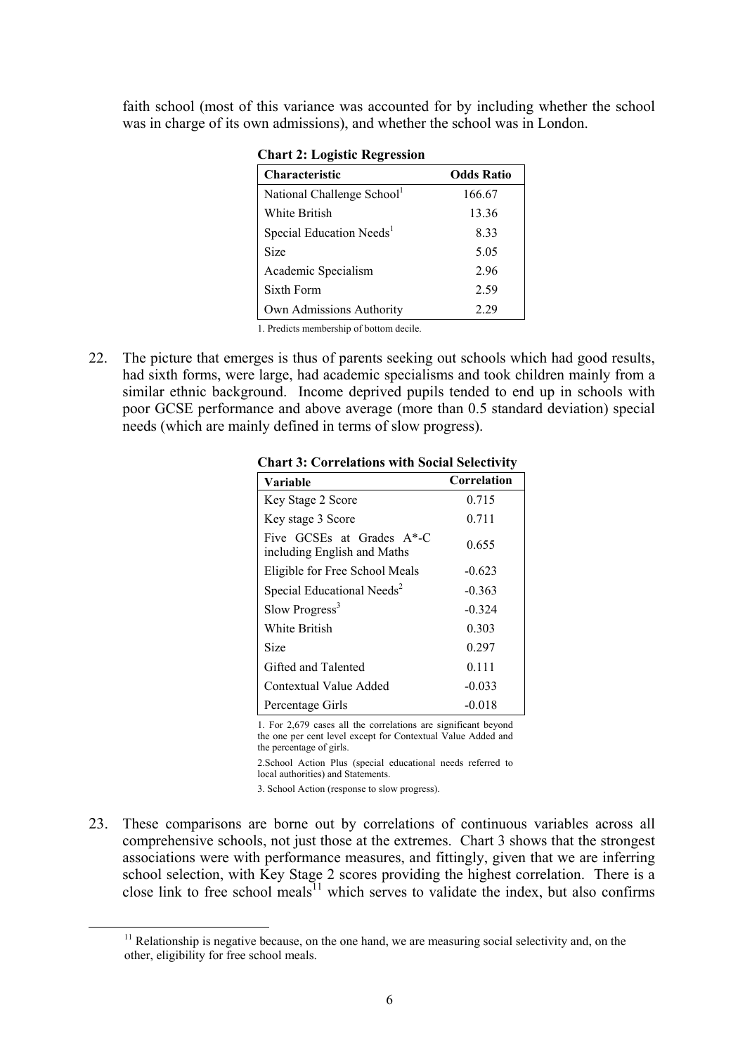faith school (most of this variance was accounted for by including whether the school was in charge of its own admissions), and whether the school was in London.

**Chart 2: Logistic Regression**

| Characteristic | Odds Ratio |
|---|---|
| National Challenge School[1] | 166.67 |
| White British | 13.36 |
| Special Education Needs[1] | 8.33 |
| Size | 5.05 |
| Academic Specialism | 2.96 |
| Sixth Form | 2.59 |
| Own Admissions Authority | 2.29 |

1. Predicts membership of bottom decile.

22. The picture that emerges is thus of parents seeking out schools which had good results, had sixth forms, were large, had academic specialisms and took children mainly from a similar ethnic background. Income deprived pupils tended to end up in schools with poor GCSE performance and above average (more than 0.5 standard deviation) special needs (which are mainly defined in terms of slow progress).

**Chart 3: Correlations with Social Selectivity**

| Variable | Correlation |
|---|---|
| Key Stage 2 Score | 0.715 |
| Key stage 3 Score | 0.711 |
| Five GCSEs at Grades A*-C including English and Maths | 0.655 |
| Eligible for Free School Meals | -0.623 |
| Special Educational Needs[2] | -0.363 |
| Slow Progress[3] | -0.324 |
| White British | 0.303 |
| Size | 0.297 |
| Gifted and Talented | 0.111 |
| Contextual Value Added | -0.033 |
| Percentage Girls | -0.018 |

1. For 2,679 cases all the correlations are significant beyond the one per cent level except for Contextual Value Added and the percentage of girls.

2. School Action Plus (special educational needs referred to local authorities) and Statements.

3. School Action (response to slow progress).

23. These comparisons are borne out by correlations of continuous variables across all comprehensive schools, not just those at the extremes. Chart 3 shows that the strongest associations were with performance measures, and fittingly, given that we are inferring school selection, with Key Stage 2 scores providing the highest correlation. There is a close link to free school meals[11] which serves to validate the index, but also confirms

[11] Relationship is negative because, on the one hand, we are measuring social selectivity and, on the other, eligibility for free school meals.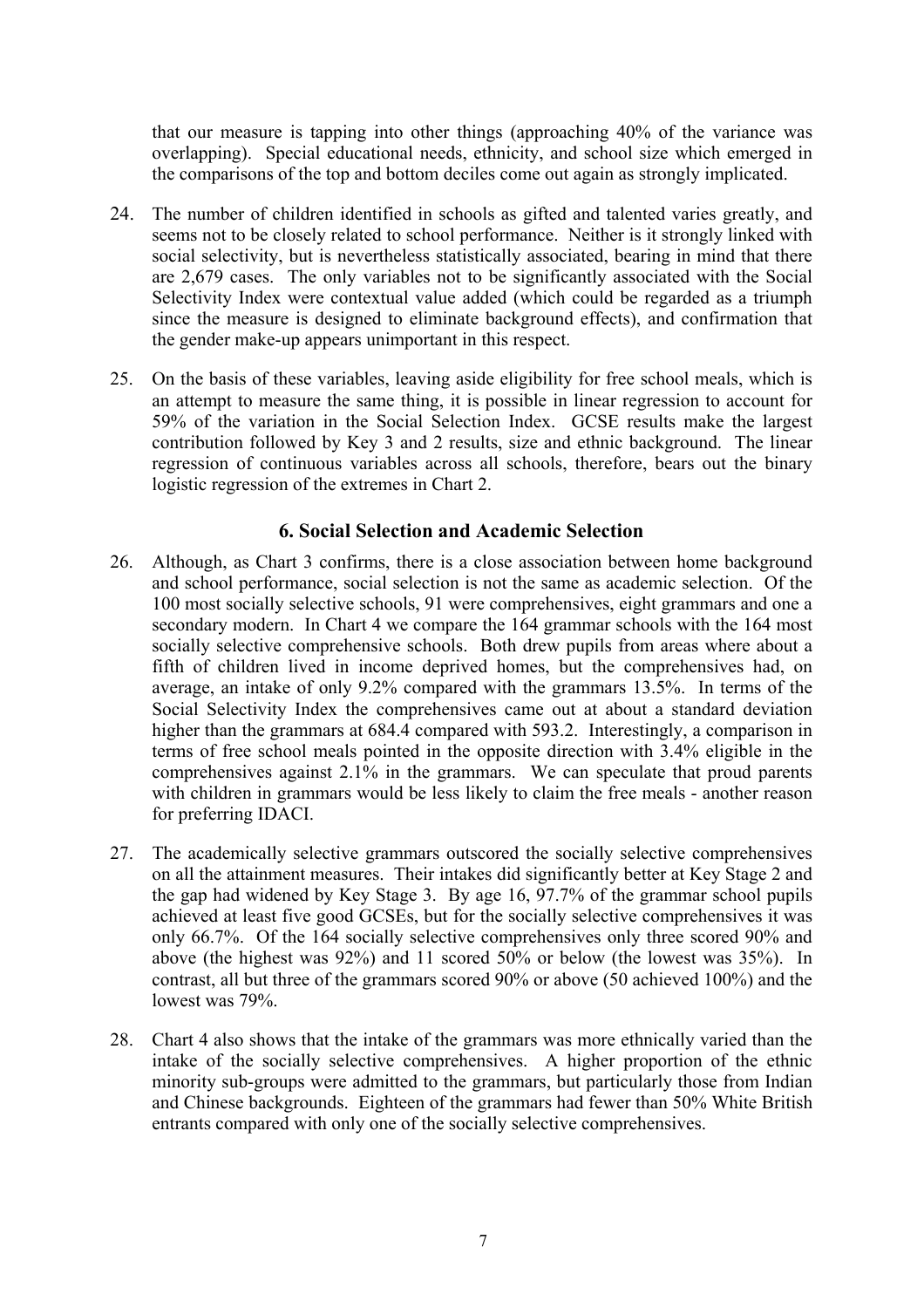that our measure is tapping into other things (approaching 40% of the variance was overlapping). Special educational needs, ethnicity, and school size which emerged in the comparisons of the top and bottom deciles come out again as strongly implicated.

24. The number of children identified in schools as gifted and talented varies greatly, and seems not to be closely related to school performance. Neither is it strongly linked with social selectivity, but is nevertheless statistically associated, bearing in mind that there are 2,679 cases. The only variables not to be significantly associated with the Social Selectivity Index were contextual value added (which could be regarded as a triumph since the measure is designed to eliminate background effects), and confirmation that the gender make-up appears unimportant in this respect.

25. On the basis of these variables, leaving aside eligibility for free school meals, which is an attempt to measure the same thing, it is possible in linear regression to account for 59% of the variation in the Social Selection Index. GCSE results make the largest contribution followed by Key 3 and 2 results, size and ethnic background. The linear regression of continuous variables across all schools, therefore, bears out the binary logistic regression of the extremes in Chart 2.

## 6. Social Selection and Academic Selection

26. Although, as Chart 3 confirms, there is a close association between home background and school performance, social selection is not the same as academic selection. Of the 100 most socially selective schools, 91 were comprehensives, eight grammars and one a secondary modern. In Chart 4 we compare the 164 grammar schools with the 164 most socially selective comprehensive schools. Both drew pupils from areas where about a fifth of children lived in income deprived homes, but the comprehensives had, on average, an intake of only 9.2% compared with the grammars 13.5%. In terms of the Social Selectivity Index the comprehensives came out at about a standard deviation higher than the grammars at 684.4 compared with 593.2. Interestingly, a comparison in terms of free school meals pointed in the opposite direction with 3.4% eligible in the comprehensives against 2.1% in the grammars. We can speculate that proud parents with children in grammars would be less likely to claim the free meals - another reason for preferring IDACI.

27. The academically selective grammars outscored the socially selective comprehensives on all the attainment measures. Their intakes did significantly better at Key Stage 2 and the gap had widened by Key Stage 3. By age 16, 97.7% of the grammar school pupils achieved at least five good GCSEs, but for the socially selective comprehensives it was only 66.7%. Of the 164 socially selective comprehensives only three scored 90% and above (the highest was 92%) and 11 scored 50% or below (the lowest was 35%). In contrast, all but three of the grammars scored 90% or above (50 achieved 100%) and the lowest was 79%.

28. Chart 4 also shows that the intake of the grammars was more ethnically varied than the intake of the socially selective comprehensives. A higher proportion of the ethnic minority sub-groups were admitted to the grammars, but particularly those from Indian and Chinese backgrounds. Eighteen of the grammars had fewer than 50% White British entrants compared with only one of the socially selective comprehensives.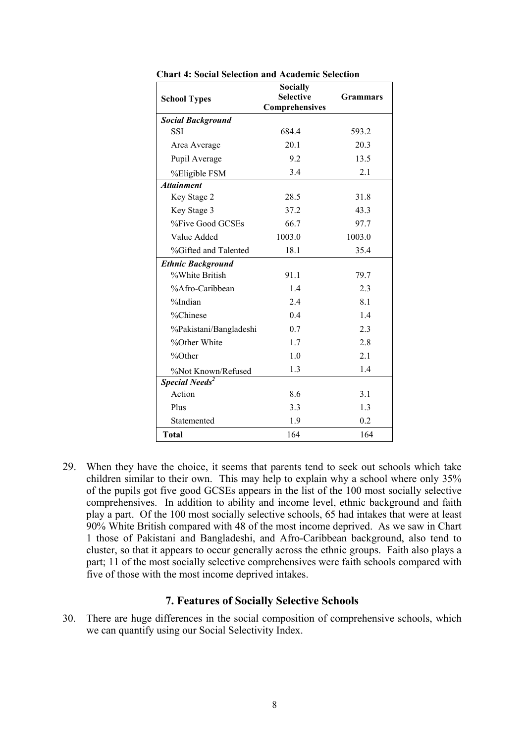**Chart 4: Social Selection and Academic Selection**

| School Types | Socially Selective Comprehensives | Grammars |
|---|---|---|
| ***Social Background*** | | |
| SSI | 684.4 | 593.2 |
| Area Average | 20.1 | 20.3 |
| Pupil Average | 9.2 | 13.5 |
| %Eligible FSM | 3.4 | 2.1 |
| ***Attainment*** | | |
| Key Stage 2 | 28.5 | 31.8 |
| Key Stage 3 | 37.2 | 43.3 |
| %Five Good GCSEs | 66.7 | 97.7 |
| Value Added | 1003.0 | 1003.0 |
| %Gifted and Talented | 18.1 | 35.4 |
| ***Ethnic Background*** | | |
| %White British | 91.1 | 79.7 |
| %Afro-Caribbean | 1.4 | 2.3 |
| %Indian | 2.4 | 8.1 |
| %Chinese | 0.4 | 1.4 |
| %Pakistani/Bangladeshi | 0.7 | 2.3 |
| %Other White | 1.7 | 2.8 |
| %Other | 1.0 | 2.1 |
| %Not Known/Refused | 1.3 | 1.4 |
| ***Special Needs[2]*** | | |
| Action | 8.6 | 3.1 |
| Plus | 3.3 | 1.3 |
| Statemented | 1.9 | 0.2 |
| **Total** | 164 | 164 |

29. When they have the choice, it seems that parents tend to seek out schools which take children similar to their own. This may help to explain why a school where only 35% of the pupils got five good GCSEs appears in the list of the 100 most socially selective comprehensives. In addition to ability and income level, ethnic background and faith play a part. Of the 100 most socially selective schools, 65 had intakes that were at least 90% White British compared with 48 of the most income deprived. As we saw in Chart 1 those of Pakistani and Bangladeshi, and Afro-Caribbean background, also tend to cluster, so that it appears to occur generally across the ethnic groups. Faith also plays a part; 11 of the most socially selective comprehensives were faith schools compared with five of those with the most income deprived intakes.

## 7. Features of Socially Selective Schools

30. There are huge differences in the social composition of comprehensive schools, which we can quantify using our Social Selectivity Index.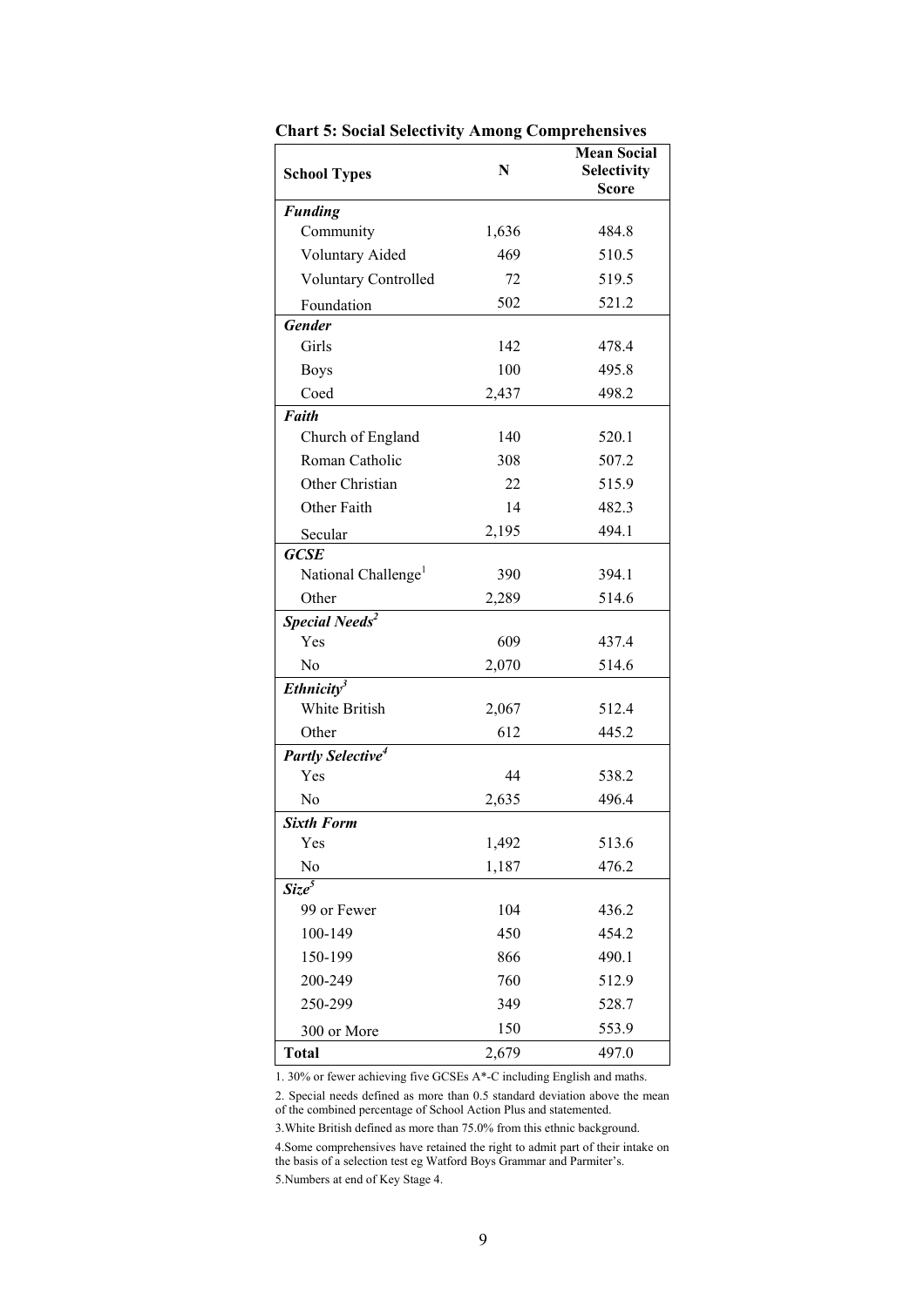**Chart 5: Social Selectivity Among Comprehensives**

| School Types | N | Mean Social Selectivity Score |
|---|---|---|
| ***Funding*** | | |
| Community | 1,636 | 484.8 |
| Voluntary Aided | 469 | 510.5 |
| Voluntary Controlled | 72 | 519.5 |
| Foundation | 502 | 521.2 |
| ***Gender*** | | |
| Girls | 142 | 478.4 |
| Boys | 100 | 495.8 |
| Coed | 2,437 | 498.2 |
| ***Faith*** | | |
| Church of England | 140 | 520.1 |
| Roman Catholic | 308 | 507.2 |
| Other Christian | 22 | 515.9 |
| Other Faith | 14 | 482.3 |
| Secular | 2,195 | 494.1 |
| ***GCSE*** | | |
| National Challenge[1] | 390 | 394.1 |
| Other | 2,289 | 514.6 |
| ***Special Needs[2]*** | | |
| Yes | 609 | 437.4 |
| No | 2,070 | 514.6 |
| ***Ethnicity[3]*** | | |
| White British | 2,067 | 512.4 |
| Other | 612 | 445.2 |
| ***Partly Selective[4]*** | | |
| Yes | 44 | 538.2 |
| No | 2,635 | 496.4 |
| ***Sixth Form*** | | |
| Yes | 1,492 | 513.6 |
| No | 1,187 | 476.2 |
| ***Size[5]*** | | |
| 99 or Fewer | 104 | 436.2 |
| 100-149 | 450 | 454.2 |
| 150-199 | 866 | 490.1 |
| 200-249 | 760 | 512.9 |
| 250-299 | 349 | 528.7 |
| 300 or More | 150 | 553.9 |
| **Total** | 2,679 | 497.0 |

1. 30% or fewer achieving five GCSEs A*-C including English and maths.

2. Special needs defined as more than 0.5 standard deviation above the mean of the combined percentage of School Action Plus and statemented.

3. White British defined as more than 75.0% from this ethnic background.

4. Some comprehensives have retained the right to admit part of their intake on the basis of a selection test eg Watford Boys Grammar and Parmiter's.

5. Numbers at end of Key Stage 4.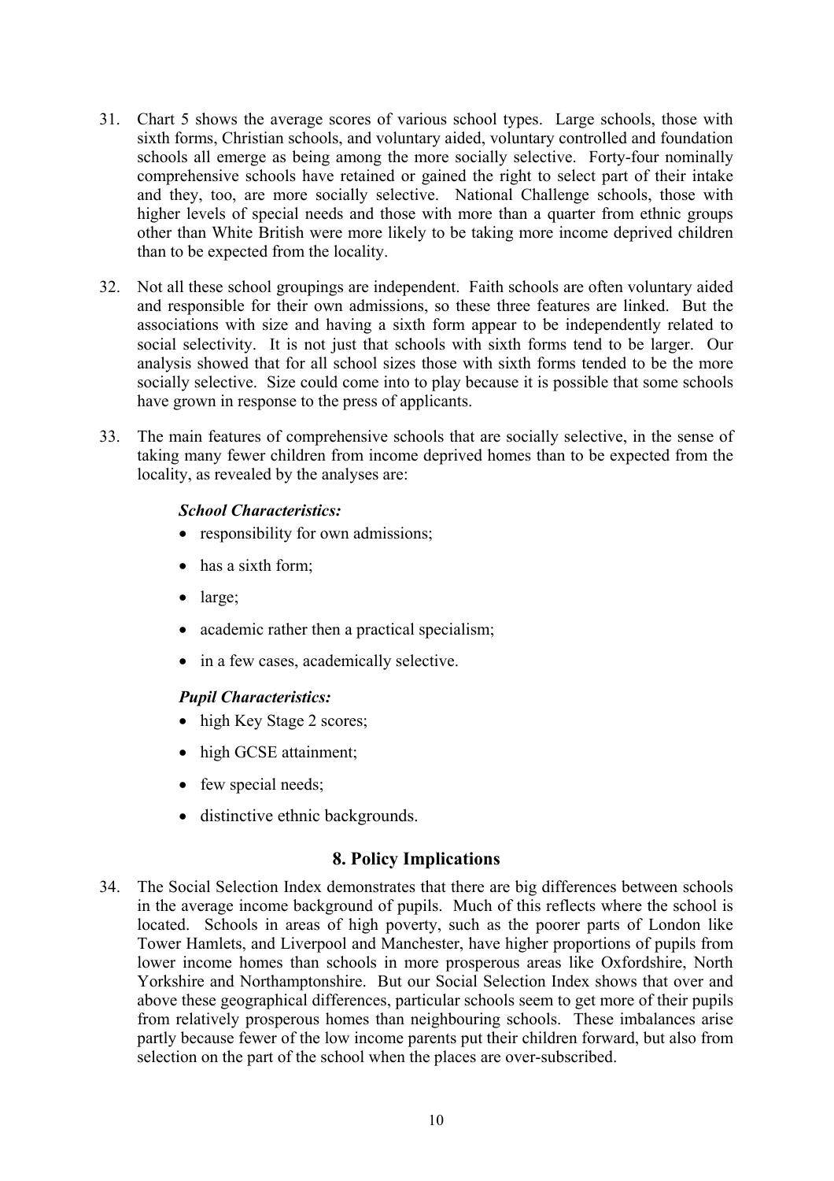31. Chart 5 shows the average scores of various school types. Large schools, those with sixth forms, Christian schools, and voluntary aided, voluntary controlled and foundation schools all emerge as being among the more socially selective. Forty-four nominally comprehensive schools have retained or gained the right to select part of their intake and they, too, are more socially selective. National Challenge schools, those with higher levels of special needs and those with more than a quarter from ethnic groups other than White British were more likely to be taking more income deprived children than to be expected from the locality.

32. Not all these school groupings are independent. Faith schools are often voluntary aided and responsible for their own admissions, so these three features are linked. But the associations with size and having a sixth form appear to be independently related to social selectivity. It is not just that schools with sixth forms tend to be larger. Our analysis showed that for all school sizes those with sixth forms tended to be the more socially selective. Size could come into to play because it is possible that some schools have grown in response to the press of applicants.

33. The main features of comprehensive schools that are socially selective, in the sense of taking many fewer children from income deprived homes than to be expected from the locality, as revealed by the analyses are:

    ***School Characteristics:***
    - responsibility for own admissions;
    - has a sixth form;
    - large;
    - academic rather then a practical specialism;
    - in a few cases, academically selective.

    ***Pupil Characteristics:***
    - high Key Stage 2 scores;
    - high GCSE attainment;
    - few special needs;
    - distinctive ethnic backgrounds.

## 8. Policy Implications

34. The Social Selection Index demonstrates that there are big differences between schools in the average income background of pupils. Much of this reflects where the school is located. Schools in areas of high poverty, such as the poorer parts of London like Tower Hamlets, and Liverpool and Manchester, have higher proportions of pupils from lower income homes than schools in more prosperous areas like Oxfordshire, North Yorkshire and Northamptonshire. But our Social Selection Index shows that over and above these geographical differences, particular schools seem to get more of their pupils from relatively prosperous homes than neighbouring schools. These imbalances arise partly because fewer of the low income parents put their children forward, but also from selection on the part of the school when the places are over-subscribed.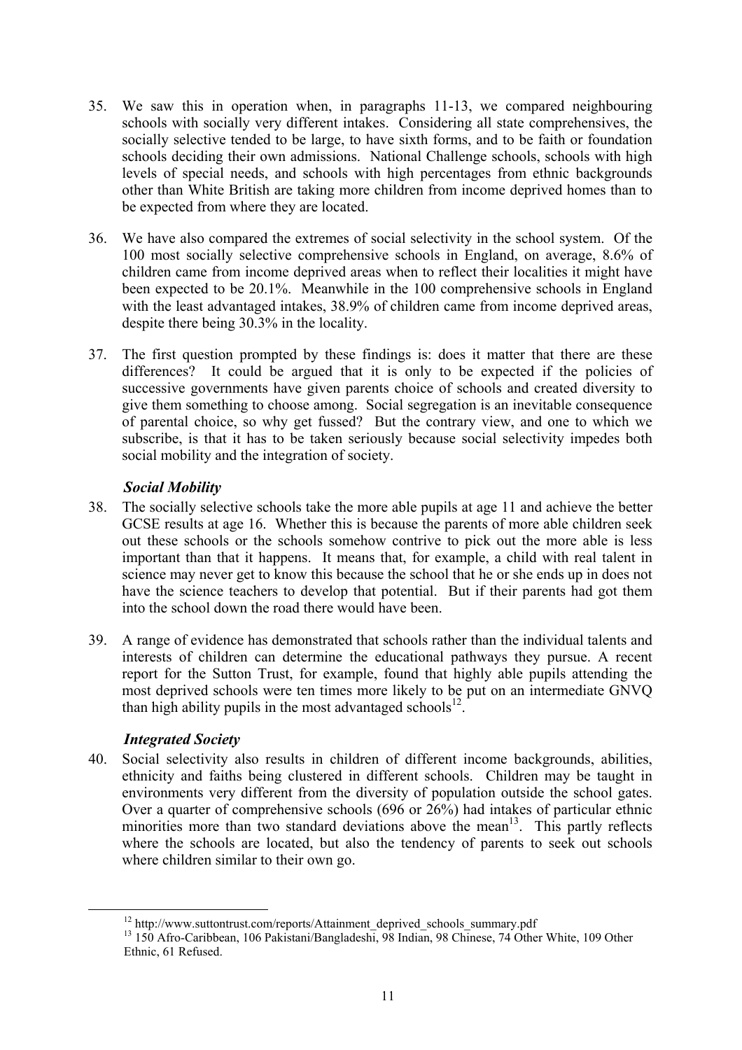35. We saw this in operation when, in paragraphs 11-13, we compared neighbouring schools with socially very different intakes. Considering all state comprehensives, the socially selective tended to be large, to have sixth forms, and to be faith or foundation schools deciding their own admissions. National Challenge schools, schools with high levels of special needs, and schools with high percentages from ethnic backgrounds other than White British are taking more children from income deprived homes than to be expected from where they are located.

36. We have also compared the extremes of social selectivity in the school system. Of the 100 most socially selective comprehensive schools in England, on average, 8.6% of children came from income deprived areas when to reflect their localities it might have been expected to be 20.1%. Meanwhile in the 100 comprehensive schools in England with the least advantaged intakes, 38.9% of children came from income deprived areas, despite there being 30.3% in the locality.

37. The first question prompted by these findings is: does it matter that there are these differences? It could be argued that it is only to be expected if the policies of successive governments have given parents choice of schools and created diversity to give them something to choose among. Social segregation is an inevitable consequence of parental choice, so why get fussed? But the contrary view, and one to which we subscribe, is that it has to be taken seriously because social selectivity impedes both social mobility and the integration of society.

### *Social Mobility*

38. The socially selective schools take the more able pupils at age 11 and achieve the better GCSE results at age 16. Whether this is because the parents of more able children seek out these schools or the schools somehow contrive to pick out the more able is less important than that it happens. It means that, for example, a child with real talent in science may never get to know this because the school that he or she ends up in does not have the science teachers to develop that potential. But if their parents had got them into the school down the road there would have been.

39. A range of evidence has demonstrated that schools rather than the individual talents and interests of children can determine the educational pathways they pursue. A recent report for the Sutton Trust, for example, found that highly able pupils attending the most deprived schools were ten times more likely to be put on an intermediate GNVQ than high ability pupils in the most advantaged schools[12].

### *Integrated Society*

40. Social selectivity also results in children of different income backgrounds, abilities, ethnicity and faiths being clustered in different schools. Children may be taught in environments very different from the diversity of population outside the school gates. Over a quarter of comprehensive schools (696 or 26%) had intakes of particular ethnic minorities more than two standard deviations above the mean[13]. This partly reflects where the schools are located, but also the tendency of parents to seek out schools where children similar to their own go.

---

[12] http://www.suttontrust.com/reports/Attainment_deprived_schools_summary.pdf

[13] 150 Afro-Caribbean, 106 Pakistani/Bangladeshi, 98 Indian, 98 Chinese, 74 Other White, 109 Other Ethnic, 61 Refused.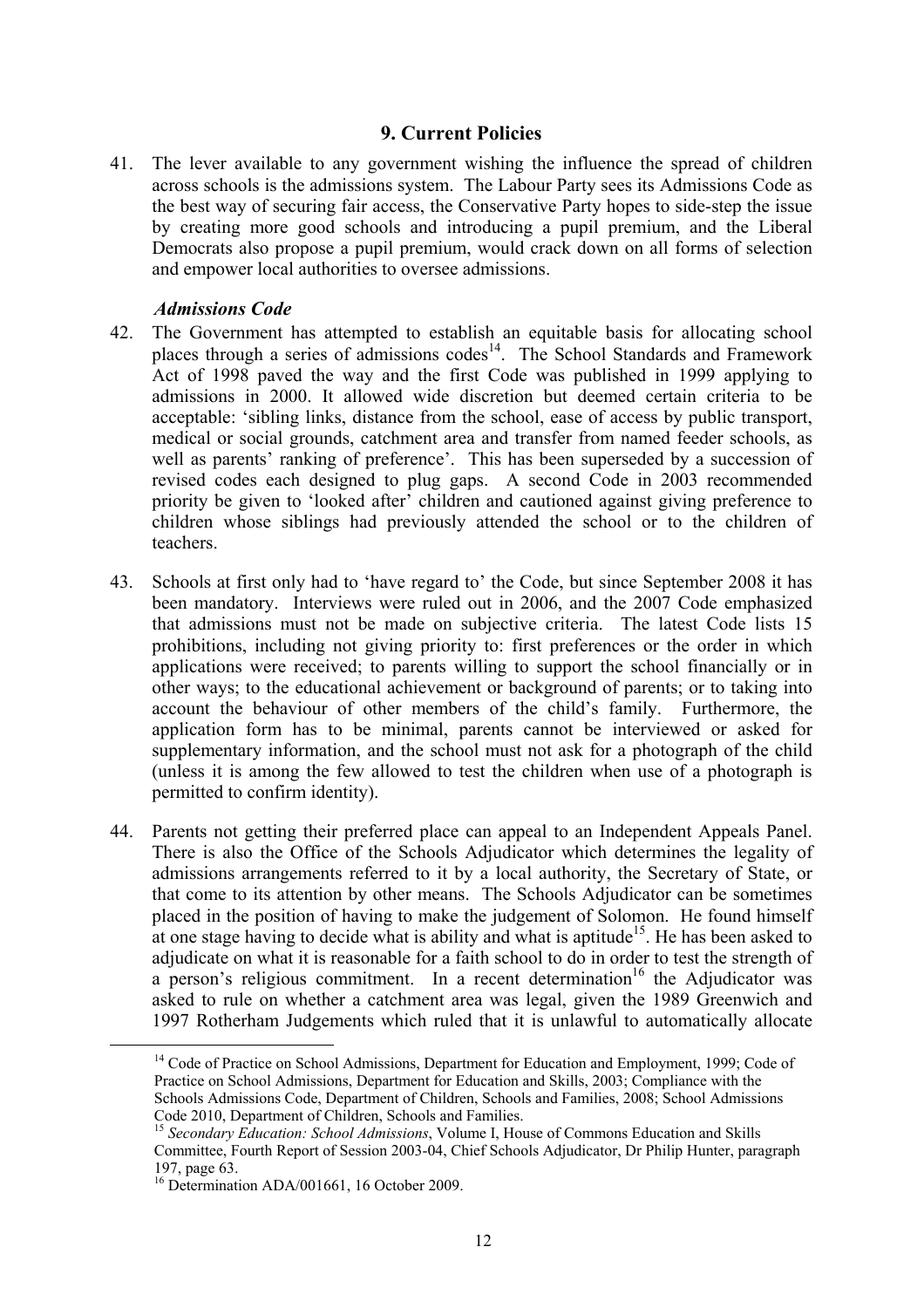## 9. Current Policies

41. The lever available to any government wishing the influence the spread of children across schools is the admissions system. The Labour Party sees its Admissions Code as the best way of securing fair access, the Conservative Party hopes to side-step the issue by creating more good schools and introducing a pupil premium, and the Liberal Democrats also propose a pupil premium, would crack down on all forms of selection and empower local authorities to oversee admissions.

### *Admissions Code*

42. The Government has attempted to establish an equitable basis for allocating school places through a series of admissions codes[14]. The School Standards and Framework Act of 1998 paved the way and the first Code was published in 1999 applying to admissions in 2000. It allowed wide discretion but deemed certain criteria to be acceptable: 'sibling links, distance from the school, ease of access by public transport, medical or social grounds, catchment area and transfer from named feeder schools, as well as parents' ranking of preference'. This has been superseded by a succession of revised codes each designed to plug gaps. A second Code in 2003 recommended priority be given to 'looked after' children and cautioned against giving preference to children whose siblings had previously attended the school or to the children of teachers.

43. Schools at first only had to 'have regard to' the Code, but since September 2008 it has been mandatory. Interviews were ruled out in 2006, and the 2007 Code emphasized that admissions must not be made on subjective criteria. The latest Code lists 15 prohibitions, including not giving priority to: first preferences or the order in which applications were received; to parents willing to support the school financially or in other ways; to the educational achievement or background of parents; or to taking into account the behaviour of other members of the child's family. Furthermore, the application form has to be minimal, parents cannot be interviewed or asked for supplementary information, and the school must not ask for a photograph of the child (unless it is among the few allowed to test the children when use of a photograph is permitted to confirm identity).

44. Parents not getting their preferred place can appeal to an Independent Appeals Panel. There is also the Office of the Schools Adjudicator which determines the legality of admissions arrangements referred to it by a local authority, the Secretary of State, or that come to its attention by other means. The Schools Adjudicator can be sometimes placed in the position of having to make the judgement of Solomon. He found himself at one stage having to decide what is ability and what is aptitude[15]. He has been asked to adjudicate on what it is reasonable for a faith school to do in order to test the strength of a person's religious commitment. In a recent determination[16] the Adjudicator was asked to rule on whether a catchment area was legal, given the 1989 Greenwich and 1997 Rotherham Judgements which ruled that it is unlawful to automatically allocate

---

[14] Code of Practice on School Admissions, Department for Education and Employment, 1999; Code of Practice on School Admissions, Department for Education and Skills, 2003; Compliance with the Schools Admissions Code, Department of Children, Schools and Families, 2008; School Admissions Code 2010, Department of Children, Schools and Families.

[15] *Secondary Education: School Admissions*, Volume I, House of Commons Education and Skills Committee, Fourth Report of Session 2003-04, Chief Schools Adjudicator, Dr Philip Hunter, paragraph 197, page 63.

[16] Determination ADA/001661, 16 October 2009.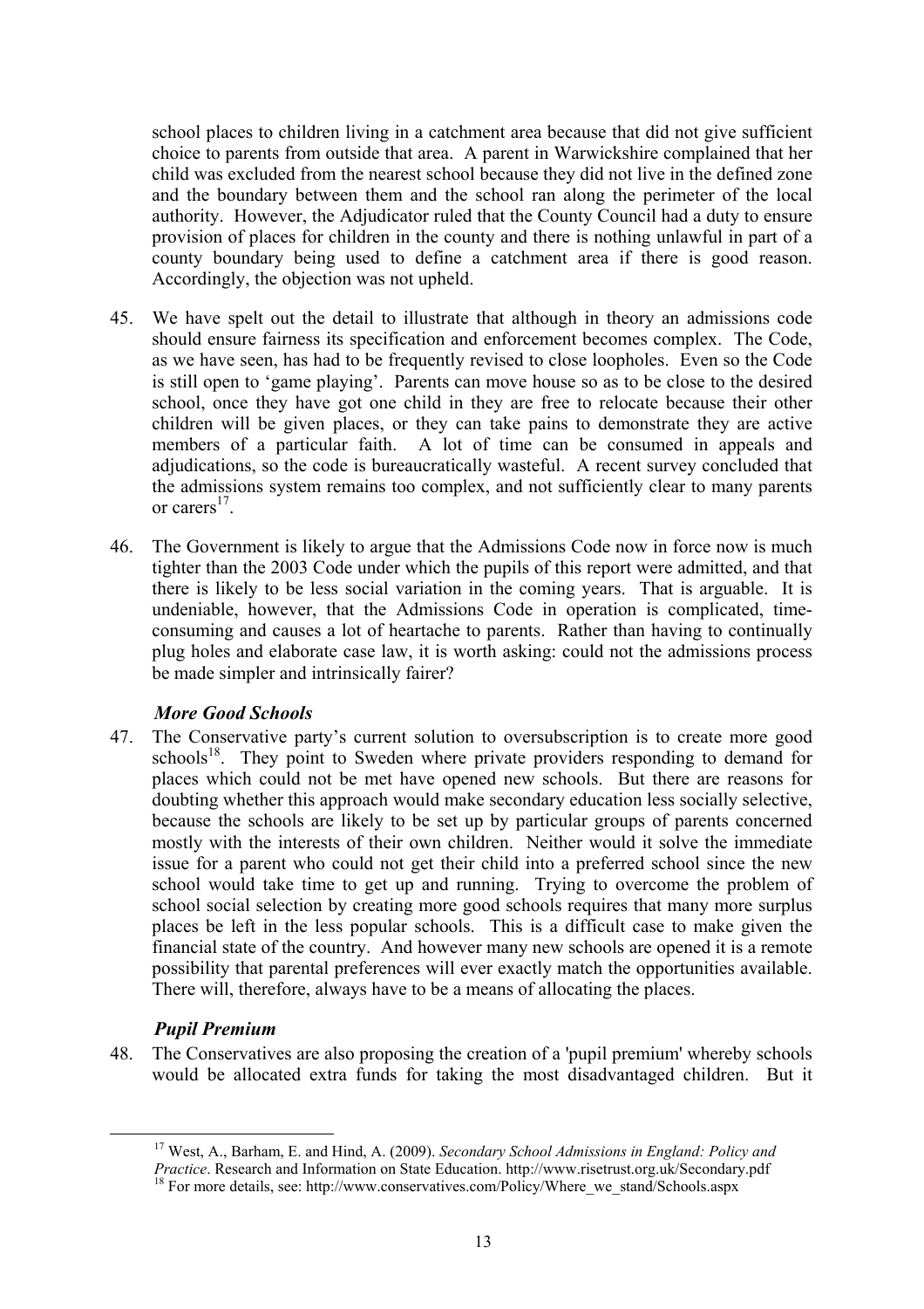school places to children living in a catchment area because that did not give sufficient choice to parents from outside that area. A parent in Warwickshire complained that her child was excluded from the nearest school because they did not live in the defined zone and the boundary between them and the school ran along the perimeter of the local authority. However, the Adjudicator ruled that the County Council had a duty to ensure provision of places for children in the county and there is nothing unlawful in part of a county boundary being used to define a catchment area if there is good reason. Accordingly, the objection was not upheld.

45. We have spelt out the detail to illustrate that although in theory an admissions code should ensure fairness its specification and enforcement becomes complex. The Code, as we have seen, has had to be frequently revised to close loopholes. Even so the Code is still open to 'game playing'. Parents can move house so as to be close to the desired school, once they have got one child in they are free to relocate because their other children will be given places, or they can take pains to demonstrate they are active members of a particular faith. A lot of time can be consumed in appeals and adjudications, so the code is bureaucratically wasteful. A recent survey concluded that the admissions system remains too complex, and not sufficiently clear to many parents or carers[17].

46. The Government is likely to argue that the Admissions Code now in force now is much tighter than the 2003 Code under which the pupils of this report were admitted, and that there is likely to be less social variation in the coming years. That is arguable. It is undeniable, however, that the Admissions Code in operation is complicated, time-consuming and causes a lot of heartache to parents. Rather than having to continually plug holes and elaborate case law, it is worth asking: could not the admissions process be made simpler and intrinsically fairer?

### *More Good Schools*

47. The Conservative party's current solution to oversubscription is to create more good schools[18]. They point to Sweden where private providers responding to demand for places which could not be met have opened new schools. But there are reasons for doubting whether this approach would make secondary education less socially selective, because the schools are likely to be set up by particular groups of parents concerned mostly with the interests of their own children. Neither would it solve the immediate issue for a parent who could not get their child into a preferred school since the new school would take time to get up and running. Trying to overcome the problem of school social selection by creating more good schools requires that many more surplus places be left in the less popular schools. This is a difficult case to make given the financial state of the country. And however many new schools are opened it is a remote possibility that parental preferences will ever exactly match the opportunities available. There will, therefore, always have to be a means of allocating the places.

### *Pupil Premium*

48. The Conservatives are also proposing the creation of a 'pupil premium' whereby schools would be allocated extra funds for taking the most disadvantaged children. But it

---

[17] West, A., Barham, E. and Hind, A. (2009). *Secondary School Admissions in England: Policy and Practice*. Research and Information on State Education. http://www.risetrust.org.uk/Secondary.pdf

[18] For more details, see: http://www.conservatives.com/Policy/Where_we_stand/Schools.aspx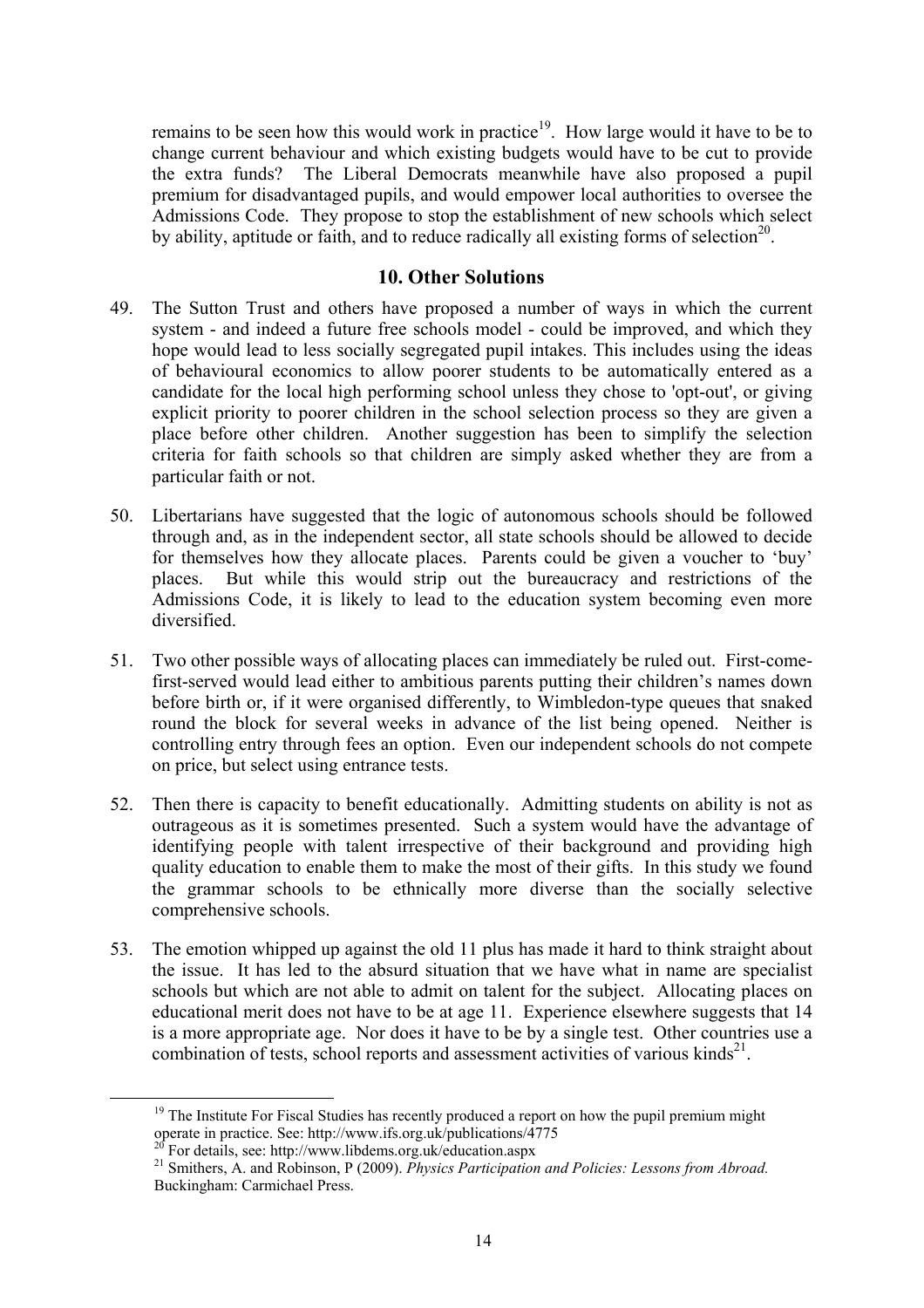remains to be seen how this would work in practice[19]. How large would it have to be to change current behaviour and which existing budgets would have to be cut to provide the extra funds? The Liberal Democrats meanwhile have also proposed a pupil premium for disadvantaged pupils, and would empower local authorities to oversee the Admissions Code. They propose to stop the establishment of new schools which select by ability, aptitude or faith, and to reduce radically all existing forms of selection[20].

## 10. Other Solutions

49. The Sutton Trust and others have proposed a number of ways in which the current system - and indeed a future free schools model - could be improved, and which they hope would lead to less socially segregated pupil intakes. This includes using the ideas of behavioural economics to allow poorer students to be automatically entered as a candidate for the local high performing school unless they chose to 'opt-out', or giving explicit priority to poorer children in the school selection process so they are given a place before other children. Another suggestion has been to simplify the selection criteria for faith schools so that children are simply asked whether they are from a particular faith or not.

50. Libertarians have suggested that the logic of autonomous schools should be followed through and, as in the independent sector, all state schools should be allowed to decide for themselves how they allocate places. Parents could be given a voucher to 'buy' places. But while this would strip out the bureaucracy and restrictions of the Admissions Code, it is likely to lead to the education system becoming even more diversified.

51. Two other possible ways of allocating places can immediately be ruled out. First-come-first-served would lead either to ambitious parents putting their children's names down before birth or, if it were organised differently, to Wimbledon-type queues that snaked round the block for several weeks in advance of the list being opened. Neither is controlling entry through fees an option. Even our independent schools do not compete on price, but select using entrance tests.

52. Then there is capacity to benefit educationally. Admitting students on ability is not as outrageous as it is sometimes presented. Such a system would have the advantage of identifying people with talent irrespective of their background and providing high quality education to enable them to make the most of their gifts. In this study we found the grammar schools to be ethnically more diverse than the socially selective comprehensive schools.

53. The emotion whipped up against the old 11 plus has made it hard to think straight about the issue. It has led to the absurd situation that we have what in name are specialist schools but which are not able to admit on talent for the subject. Allocating places on educational merit does not have to be at age 11. Experience elsewhere suggests that 14 is a more appropriate age. Nor does it have to be by a single test. Other countries use a combination of tests, school reports and assessment activities of various kinds[21].

---

[19] The Institute For Fiscal Studies has recently produced a report on how the pupil premium might operate in practice. See: http://www.ifs.org.uk/publications/4775

[20] For details, see: http://www.libdems.org.uk/education.aspx

[21] Smithers, A. and Robinson, P (2009). *Physics Participation and Policies: Lessons from Abroad.* Buckingham: Carmichael Press.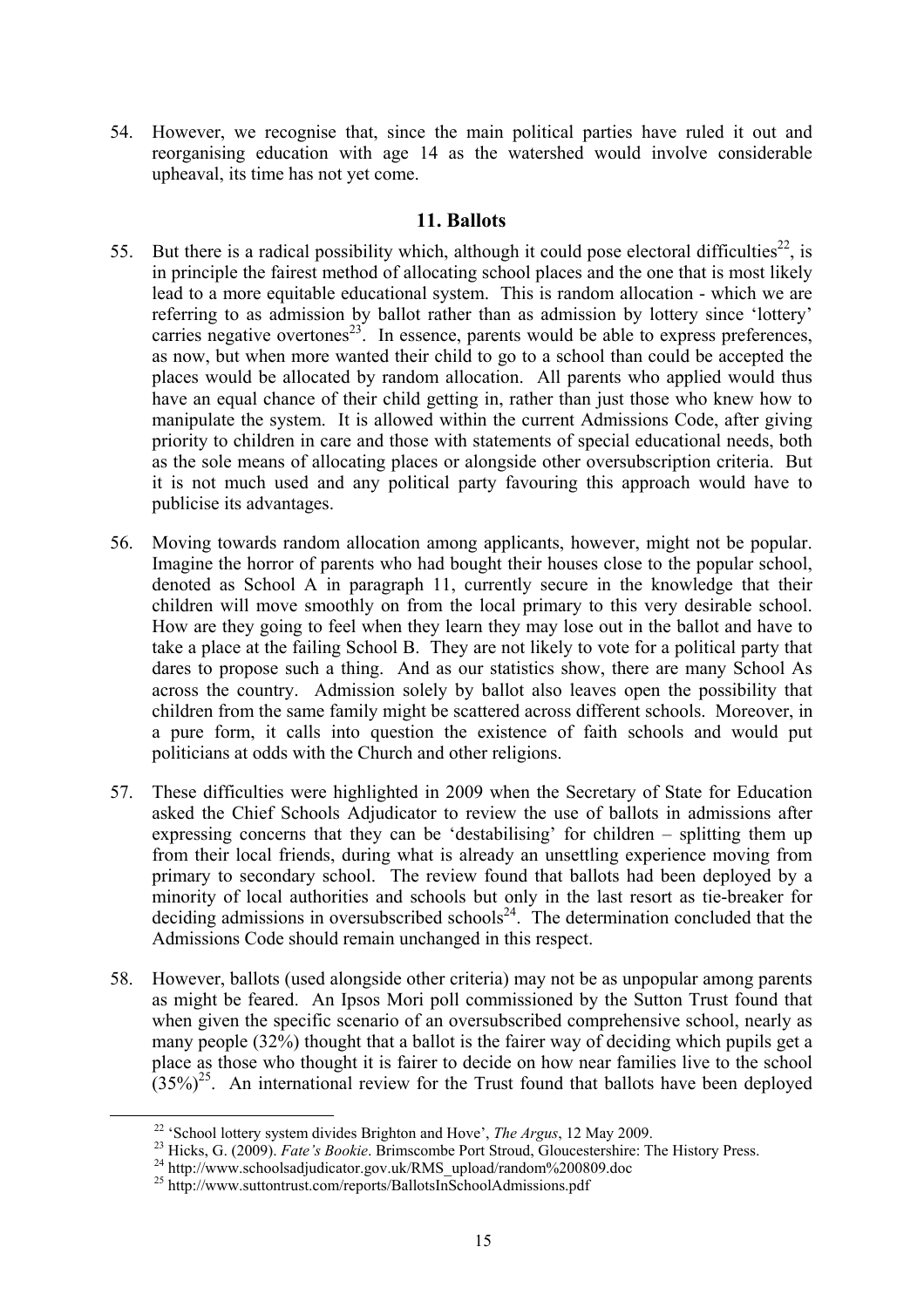54. However, we recognise that, since the main political parties have ruled it out and reorganising education with age 14 as the watershed would involve considerable upheaval, its time has not yet come.

## 11. Ballots

55. But there is a radical possibility which, although it could pose electoral difficulties[22], is in principle the fairest method of allocating school places and the one that is most likely lead to a more equitable educational system. This is random allocation - which we are referring to as admission by ballot rather than as admission by lottery since 'lottery' carries negative overtones[23]. In essence, parents would be able to express preferences, as now, but when more wanted their child to go to a school than could be accepted the places would be allocated by random allocation. All parents who applied would thus have an equal chance of their child getting in, rather than just those who knew how to manipulate the system. It is allowed within the current Admissions Code, after giving priority to children in care and those with statements of special educational needs, both as the sole means of allocating places or alongside other oversubscription criteria. But it is not much used and any political party favouring this approach would have to publicise its advantages.

56. Moving towards random allocation among applicants, however, might not be popular. Imagine the horror of parents who had bought their houses close to the popular school, denoted as School A in paragraph 11, currently secure in the knowledge that their children will move smoothly on from the local primary to this very desirable school. How are they going to feel when they learn they may lose out in the ballot and have to take a place at the failing School B. They are not likely to vote for a political party that dares to propose such a thing. And as our statistics show, there are many School As across the country. Admission solely by ballot also leaves open the possibility that children from the same family might be scattered across different schools. Moreover, in a pure form, it calls into question the existence of faith schools and would put politicians at odds with the Church and other religions.

57. These difficulties were highlighted in 2009 when the Secretary of State for Education asked the Chief Schools Adjudicator to review the use of ballots in admissions after expressing concerns that they can be 'destabilising' for children – splitting them up from their local friends, during what is already an unsettling experience moving from primary to secondary school. The review found that ballots had been deployed by a minority of local authorities and schools but only in the last resort as tie-breaker for deciding admissions in oversubscribed schools[24]. The determination concluded that the Admissions Code should remain unchanged in this respect.

58. However, ballots (used alongside other criteria) may not be as unpopular among parents as might be feared. An Ipsos Mori poll commissioned by the Sutton Trust found that when given the specific scenario of an oversubscribed comprehensive school, nearly as many people (32%) thought that a ballot is the fairer way of deciding which pupils get a place as those who thought it is fairer to decide on how near families live to the school (35%)[25]. An international review for the Trust found that ballots have been deployed

---

[22] 'School lottery system divides Brighton and Hove', *The Argus*, 12 May 2009.

[23] Hicks, G. (2009). *Fate's Bookie*. Brimscombe Port Stroud, Gloucestershire: The History Press.

[24] http://www.schoolsadjudicator.gov.uk/RMS_upload/random%200809.doc

[25] http://www.suttontrust.com/reports/BallotsInSchoolAdmissions.pdf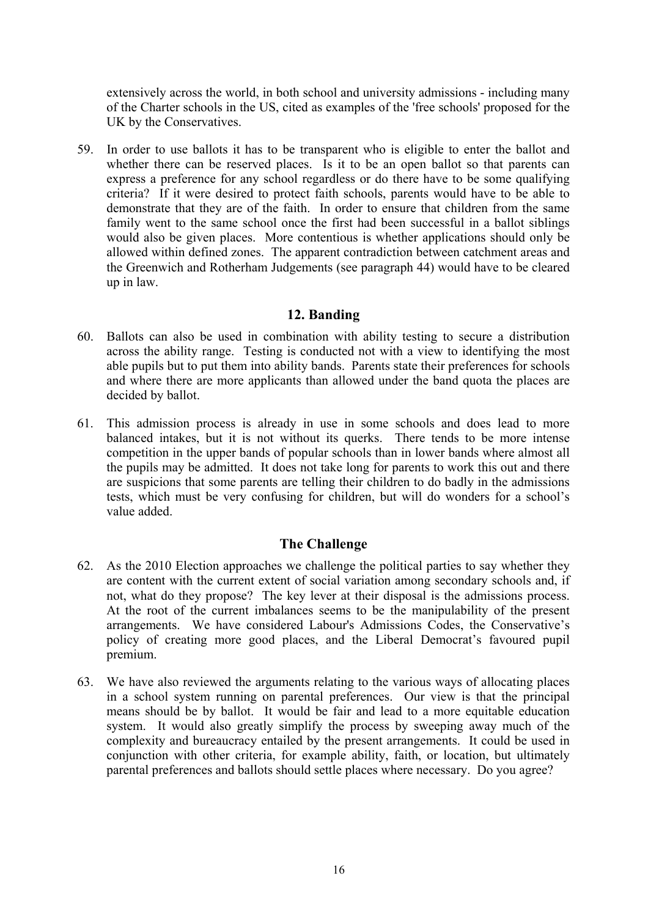extensively across the world, in both school and university admissions - including many of the Charter schools in the US, cited as examples of the 'free schools' proposed for the UK by the Conservatives.

59. In order to use ballots it has to be transparent who is eligible to enter the ballot and whether there can be reserved places. Is it to be an open ballot so that parents can express a preference for any school regardless or do there have to be some qualifying criteria? If it were desired to protect faith schools, parents would have to be able to demonstrate that they are of the faith. In order to ensure that children from the same family went to the same school once the first had been successful in a ballot siblings would also be given places. More contentious is whether applications should only be allowed within defined zones. The apparent contradiction between catchment areas and the Greenwich and Rotherham Judgements (see paragraph 44) would have to be cleared up in law.

## 12. Banding

60. Ballots can also be used in combination with ability testing to secure a distribution across the ability range. Testing is conducted not with a view to identifying the most able pupils but to put them into ability bands. Parents state their preferences for schools and where there are more applicants than allowed under the band quota the places are decided by ballot.

61. This admission process is already in use in some schools and does lead to more balanced intakes, but it is not without its querks. There tends to be more intense competition in the upper bands of popular schools than in lower bands where almost all the pupils may be admitted. It does not take long for parents to work this out and there are suspicions that some parents are telling their children to do badly in the admissions tests, which must be very confusing for children, but will do wonders for a school's value added.

## The Challenge

62. As the 2010 Election approaches we challenge the political parties to say whether they are content with the current extent of social variation among secondary schools and, if not, what do they propose? The key lever at their disposal is the admissions process. At the root of the current imbalances seems to be the manipulability of the present arrangements. We have considered Labour's Admissions Codes, the Conservative's policy of creating more good places, and the Liberal Democrat's favoured pupil premium.

63. We have also reviewed the arguments relating to the various ways of allocating places in a school system running on parental preferences. Our view is that the principal means should be by ballot. It would be fair and lead to a more equitable education system. It would also greatly simplify the process by sweeping away much of the complexity and bureaucracy entailed by the present arrangements. It could be used in conjunction with other criteria, for example ability, faith, or location, but ultimately parental preferences and ballots should settle places where necessary. Do you agree?